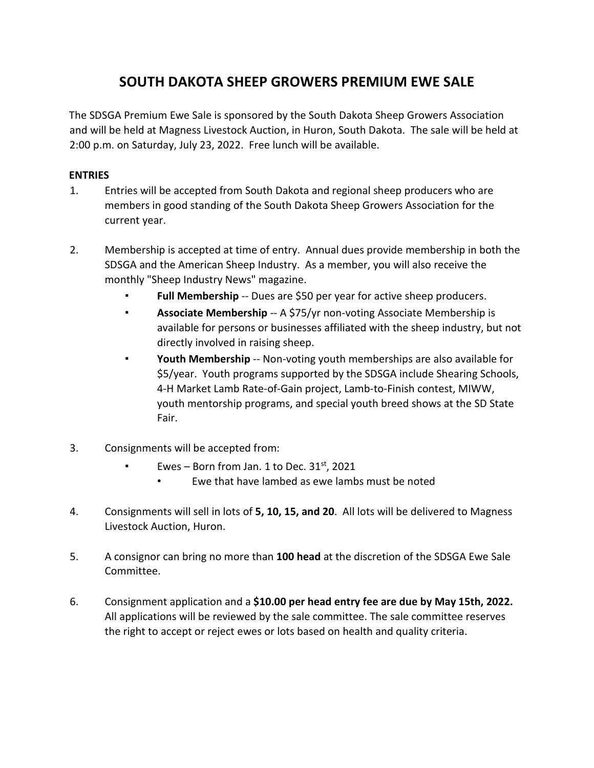# SOUTH DAKOTA SHEEP GROWERS PREMIUM EWE SALE

The SDSGA Premium Ewe Sale is sponsored by the South Dakota Sheep Growers Association and will be held at Magness Livestock Auction, in Huron, South Dakota. The sale will be held at 2:00 p.m. on Saturday, July 23, 2022. Free lunch will be available.

**ENTRIES**

1. Entries will be accepted from South Dakota and regional sheep producers who are members in good standing of the South Dakota Sheep Growers Association for the current year.

2. Membership is accepted at time of entry. Annual dues provide membership in both the SDSGA and the American Sheep Industry. As a member, you will also receive the monthly "Sheep Industry News" magazine.
   - **Full Membership** -- Dues are $50 per year for active sheep producers.
   - **Associate Membership** -- A $75/yr non-voting Associate Membership is available for persons or businesses affiliated with the sheep industry, but not directly involved in raising sheep.
   - **Youth Membership** -- Non-voting youth memberships are also available for $5/year. Youth programs supported by the SDSGA include Shearing Schools, 4-H Market Lamb Rate-of-Gain project, Lamb-to-Finish contest, MIWW, youth mentorship programs, and special youth breed shows at the SD State Fair.

3. Consignments will be accepted from:
   - Ewes – Born from Jan. 1 to Dec. 31st, 2021
     - Ewe that have lambed as ewe lambs must be noted

4. Consignments will sell in lots of **5, 10, 15, and 20**. All lots will be delivered to Magness Livestock Auction, Huron.

5. A consignor can bring no more than **100 head** at the discretion of the SDSGA Ewe Sale Committee.

6. Consignment application and a **$10.00 per head entry fee are due by May 15th, 2022.** All applications will be reviewed by the sale committee. The sale committee reserves the right to accept or reject ewes or lots based on health and quality criteria.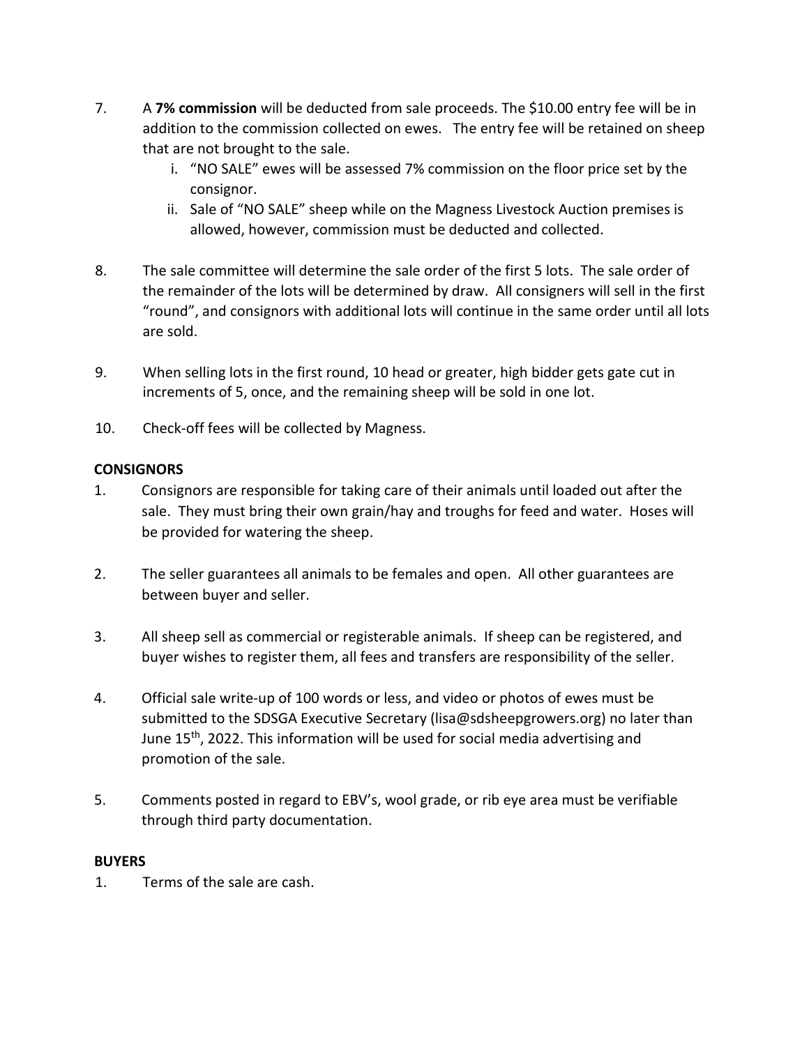7. A **7% commission** will be deducted from sale proceeds. The $10.00 entry fee will be in addition to the commission collected on ewes. The entry fee will be retained on sheep that are not brought to the sale.
    i. "NO SALE" ewes will be assessed 7% commission on the floor price set by the consignor.
    ii. Sale of "NO SALE" sheep while on the Magness Livestock Auction premises is allowed, however, commission must be deducted and collected.

8. The sale committee will determine the sale order of the first 5 lots. The sale order of the remainder of the lots will be determined by draw. All consigners will sell in the first "round", and consignors with additional lots will continue in the same order until all lots are sold.

9. When selling lots in the first round, 10 head or greater, high bidder gets gate cut in increments of 5, once, and the remaining sheep will be sold in one lot.

10. Check-off fees will be collected by Magness.

**CONSIGNORS**

1. Consignors are responsible for taking care of their animals until loaded out after the sale. They must bring their own grain/hay and troughs for feed and water. Hoses will be provided for watering the sheep.

2. The seller guarantees all animals to be females and open. All other guarantees are between buyer and seller.

3. All sheep sell as commercial or registerable animals. If sheep can be registered, and buyer wishes to register them, all fees and transfers are responsibility of the seller.

4. Official sale write-up of 100 words or less, and video or photos of ewes must be submitted to the SDSGA Executive Secretary (lisa@sdsheepgrowers.org) no later than June 15th, 2022. This information will be used for social media advertising and promotion of the sale.

5. Comments posted in regard to EBV's, wool grade, or rib eye area must be verifiable through third party documentation.

**BUYERS**

1. Terms of the sale are cash.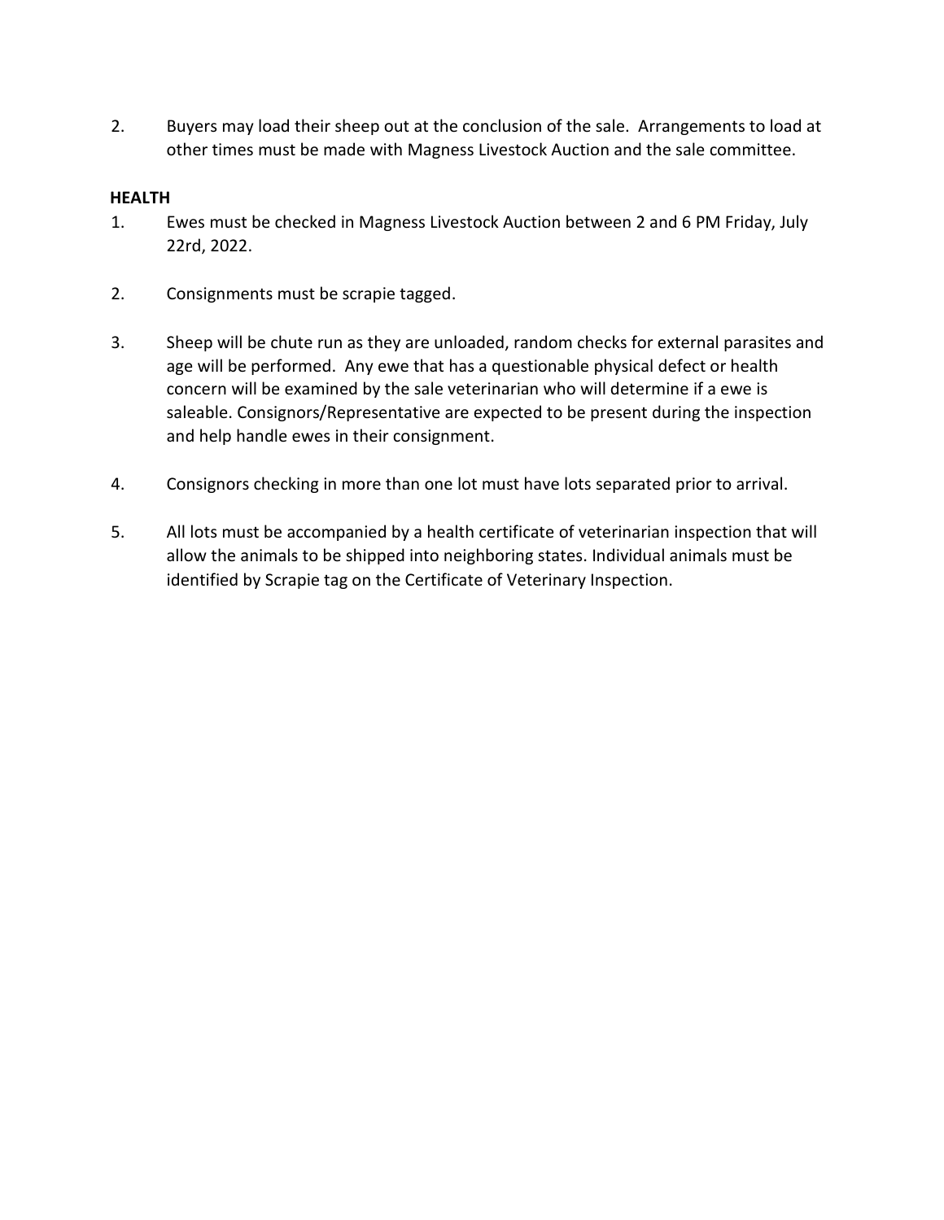2. Buyers may load their sheep out at the conclusion of the sale. Arrangements to load at other times must be made with Magness Livestock Auction and the sale committee.

**HEALTH**

1. Ewes must be checked in Magness Livestock Auction between 2 and 6 PM Friday, July 22rd, 2022.

2. Consignments must be scrapie tagged.

3. Sheep will be chute run as they are unloaded, random checks for external parasites and age will be performed. Any ewe that has a questionable physical defect or health concern will be examined by the sale veterinarian who will determine if a ewe is saleable. Consignors/Representative are expected to be present during the inspection and help handle ewes in their consignment.

4. Consignors checking in more than one lot must have lots separated prior to arrival.

5. All lots must be accompanied by a health certificate of veterinarian inspection that will allow the animals to be shipped into neighboring states. Individual animals must be identified by Scrapie tag on the Certificate of Veterinary Inspection.